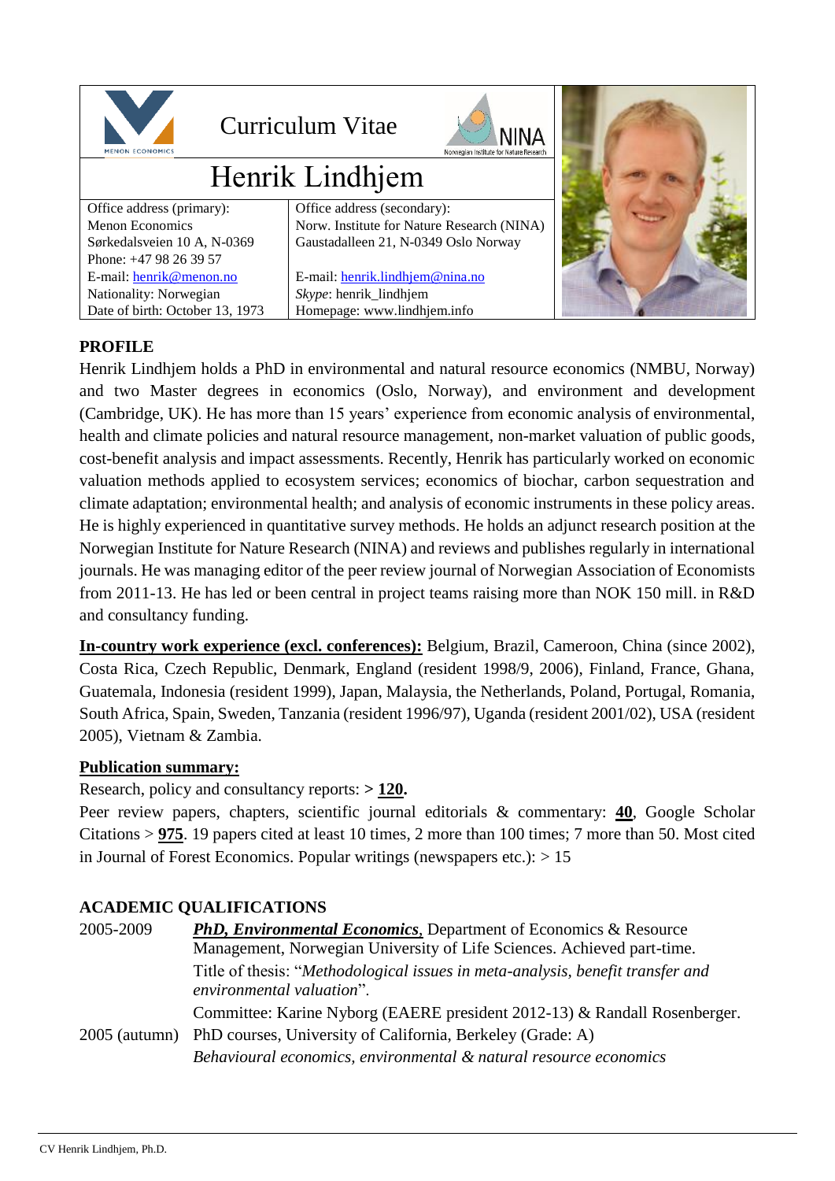# Curriculum Vitae

## Henrik Lindhjem

| Office address (primary): | Office address (secondary): |
|---|---|
| Menon Economics | Norw. Institute for Nature Research (NINA) |
| Sørkedalsveien 10 A, N-0369 | Gaustadalleen 21, N-0349 Oslo Norway |
| Phone: +47 98 26 39 57 | |
| E-mail: henrik@menon.no | E-mail: henrik.lindhjem@nina.no |
| Nationality: Norwegian | *Skype*: henrik_lindhjem |
| Date of birth: October 13, 1973 | Homepage: www.lindhjem.info |

**PROFILE**

Henrik Lindhjem holds a PhD in environmental and natural resource economics (NMBU, Norway) and two Master degrees in economics (Oslo, Norway), and environment and development (Cambridge, UK). He has more than 15 years' experience from economic analysis of environmental, health and climate policies and natural resource management, non-market valuation of public goods, cost-benefit analysis and impact assessments. Recently, Henrik has particularly worked on economic valuation methods applied to ecosystem services; economics of biochar, carbon sequestration and climate adaptation; environmental health; and analysis of economic instruments in these policy areas. He is highly experienced in quantitative survey methods. He holds an adjunct research position at the Norwegian Institute for Nature Research (NINA) and reviews and publishes regularly in international journals. He was managing editor of the peer review journal of Norwegian Association of Economists from 2011-13. He has led or been central in project teams raising more than NOK 150 mill. in R&D and consultancy funding.

**In-country work experience (excl. conferences):** Belgium, Brazil, Cameroon, China (since 2002), Costa Rica, Czech Republic, Denmark, England (resident 1998/9, 2006), Finland, France, Ghana, Guatemala, Indonesia (resident 1999), Japan, Malaysia, the Netherlands, Poland, Portugal, Romania, South Africa, Spain, Sweden, Tanzania (resident 1996/97), Uganda (resident 2001/02), USA (resident 2005), Vietnam & Zambia.

**Publication summary:**

Research, policy and consultancy reports: **> 120.**

Peer review papers, chapters, scientific journal editorials & commentary: **40**, Google Scholar Citations > **975**. 19 papers cited at least 10 times, 2 more than 100 times; 7 more than 50. Most cited in Journal of Forest Economics. Popular writings (newspapers etc.): > 15

**ACADEMIC QUALIFICATIONS**

2005-2009 — ***PhD, Environmental Economics***, Department of Economics & Resource Management, Norwegian University of Life Sciences. Achieved part-time.
Title of thesis: "*Methodological issues in meta-analysis, benefit transfer and environmental valuation*".
Committee: Karine Nyborg (EAERE president 2012-13) & Randall Rosenberger.

2005 (autumn) — PhD courses, University of California, Berkeley (Grade: A)
*Behavioural economics, environmental & natural resource economics*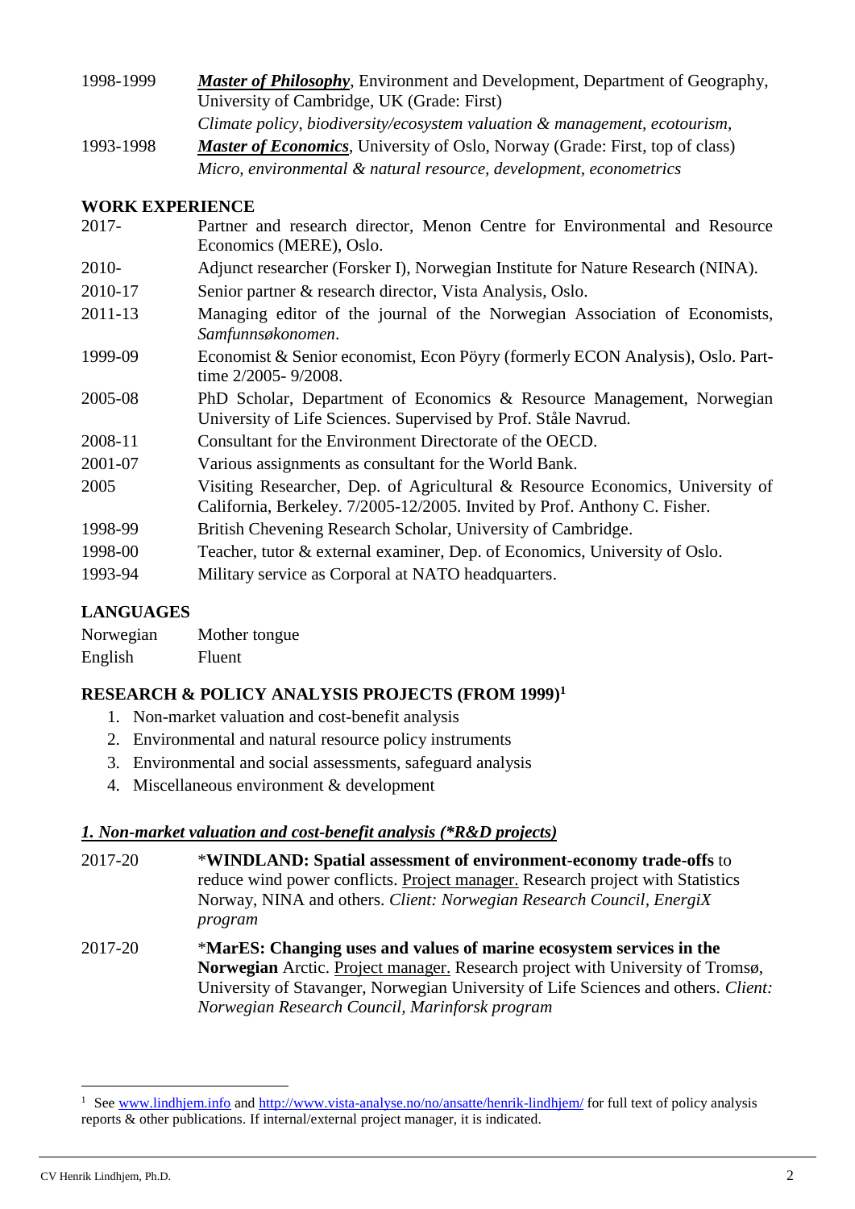| | |
|---|---|
| 1998-1999 | ***Master of Philosophy***, Environment and Development, Department of Geography, University of Cambridge, UK (Grade: First) |
| | *Climate policy, biodiversity/ecosystem valuation & management, ecotourism,* |
| 1993-1998 | ***Master of Economics***, University of Oslo, Norway (Grade: First, top of class) |
| | *Micro, environmental & natural resource, development, econometrics* |

## WORK EXPERIENCE

| | |
|---|---|
| 2017- | Partner and research director, Menon Centre for Environmental and Resource Economics (MERE), Oslo. |
| 2010- | Adjunct researcher (Forsker I), Norwegian Institute for Nature Research (NINA). |
| 2010-17 | Senior partner & research director, Vista Analysis, Oslo. |
| 2011-13 | Managing editor of the journal of the Norwegian Association of Economists, *Samfunnsøkonomen*. |
| 1999-09 | Economist & Senior economist, Econ Pöyry (formerly ECON Analysis), Oslo. Part-time 2/2005- 9/2008. |
| 2005-08 | PhD Scholar, Department of Economics & Resource Management, Norwegian University of Life Sciences. Supervised by Prof. Ståle Navrud. |
| 2008-11 | Consultant for the Environment Directorate of the OECD. |
| 2001-07 | Various assignments as consultant for the World Bank. |
| 2005 | Visiting Researcher, Dep. of Agricultural & Resource Economics, University of California, Berkeley. 7/2005-12/2005. Invited by Prof. Anthony C. Fisher. |
| 1998-99 | British Chevening Research Scholar, University of Cambridge. |
| 1998-00 | Teacher, tutor & external examiner, Dep. of Economics, University of Oslo. |
| 1993-94 | Military service as Corporal at NATO headquarters. |

## LANGUAGES

| | |
|---|---|
| Norwegian | Mother tongue |
| English | Fluent |

## RESEARCH & POLICY ANALYSIS PROJECTS (FROM 1999)[1]

1. Non-market valuation and cost-benefit analysis
2. Environmental and natural resource policy instruments
3. Environmental and social assessments, safeguard analysis
4. Miscellaneous environment & development

### *1. Non-market valuation and cost-benefit analysis (*R&D projects)*

| | |
|---|---|
| 2017-20 | ***WINDLAND: Spatial assessment of environment-economy trade-offs** to reduce wind power conflicts. Project manager. Research project with Statistics Norway, NINA and others. *Client: Norwegian Research Council, EnergiX program* |
| 2017-20 | ***MarES: Changing uses and values of marine ecosystem services in the Norwegian** Arctic. Project manager. Research project with University of Tromsø, University of Stavanger, Norwegian University of Life Sciences and others. *Client: Norwegian Research Council, Marinforsk program* |

[1] See www.lindhjem.info and http://www.vista-analyse.no/no/ansatte/henrik-lindhjem/ for full text of policy analysis reports & other publications. If internal/external project manager, it is indicated.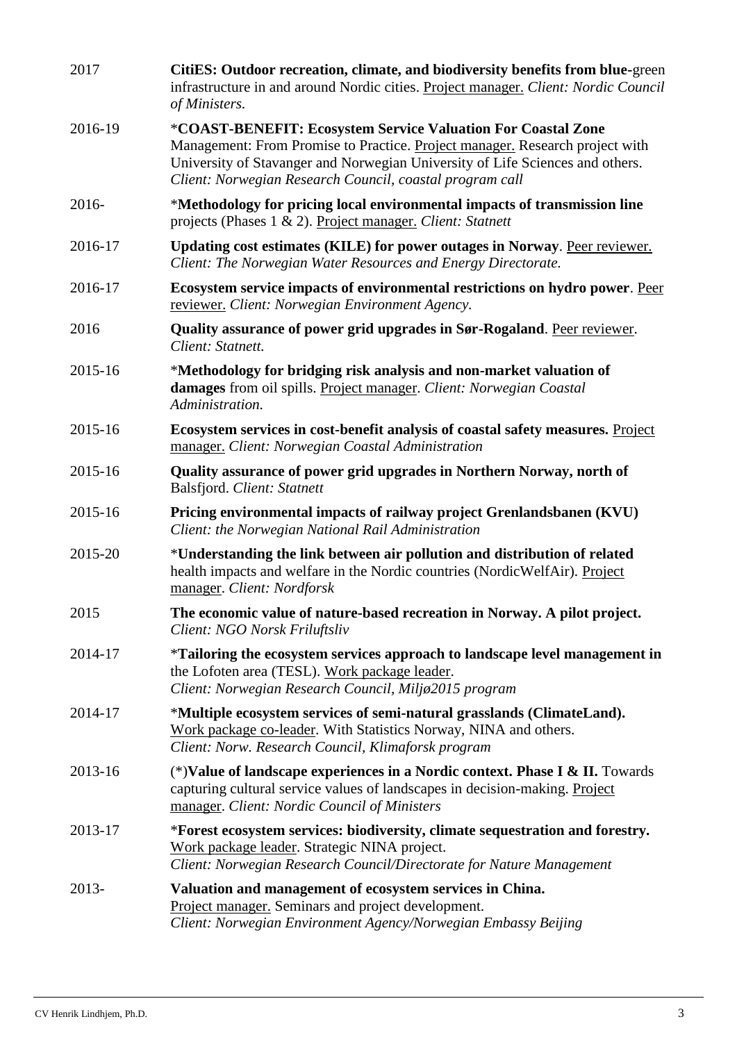| | |
|---|---|
| 2017 | **CitiES: Outdoor recreation, climate, and biodiversity benefits from blue-**green infrastructure in and around Nordic cities. Project manager. *Client: Nordic Council of Ministers.* |
| 2016-19 | *****COAST-BENEFIT: Ecosystem Service Valuation For Coastal Zone** Management: From Promise to Practice. Project manager. Research project with University of Stavanger and Norwegian University of Life Sciences and others. *Client: Norwegian Research Council, coastal program call* |
| 2016- | *****Methodology for pricing local environmental impacts of transmission line** projects (Phases 1 & 2). Project manager. *Client: Statnett* |
| 2016-17 | **Updating cost estimates (KILE) for power outages in Norway**. Peer reviewer. *Client: The Norwegian Water Resources and Energy Directorate.* |
| 2016-17 | **Ecosystem service impacts of environmental restrictions on hydro power**. Peer reviewer. *Client: Norwegian Environment Agency.* |
| 2016 | **Quality assurance of power grid upgrades in Sør-Rogaland**. Peer reviewer. *Client: Statnett.* |
| 2015-16 | *****Methodology for bridging risk analysis and non-market valuation of damages** from oil spills. Project manager. *Client: Norwegian Coastal Administration.* |
| 2015-16 | **Ecosystem services in cost-benefit analysis of coastal safety measures.** Project manager. *Client: Norwegian Coastal Administration* |
| 2015-16 | **Quality assurance of power grid upgrades in Northern Norway, north of** Balsfjord. *Client: Statnett* |
| 2015-16 | **Pricing environmental impacts of railway project Grenlandsbanen (KVU)** *Client: the Norwegian National Rail Administration* |
| 2015-20 | *****Understanding the link between air pollution and distribution of related** health impacts and welfare in the Nordic countries (NordicWelfAir). Project manager. *Client: Nordforsk* |
| 2015 | **The economic value of nature-based recreation in Norway. A pilot project.** *Client: NGO Norsk Friluftsliv* |
| 2014-17 | *****Tailoring the ecosystem services approach to landscape level management in** the Lofoten area (TESL). Work package leader. *Client: Norwegian Research Council, Miljø2015 program* |
| 2014-17 | *****Multiple ecosystem services of semi-natural grasslands (ClimateLand).** Work package co-leader. With Statistics Norway, NINA and others. *Client: Norw. Research Council, Klimaforsk program* |
| 2013-16 | (*)**Value of landscape experiences in a Nordic context. Phase I & II.** Towards capturing cultural service values of landscapes in decision-making. Project manager. *Client: Nordic Council of Ministers* |
| 2013-17 | *****Forest ecosystem services: biodiversity, climate sequestration and forestry.** Work package leader. Strategic NINA project. *Client: Norwegian Research Council/Directorate for Nature Management* |
| 2013- | **Valuation and management of ecosystem services in China.** Project manager. Seminars and project development. *Client: Norwegian Environment Agency/Norwegian Embassy Beijing* |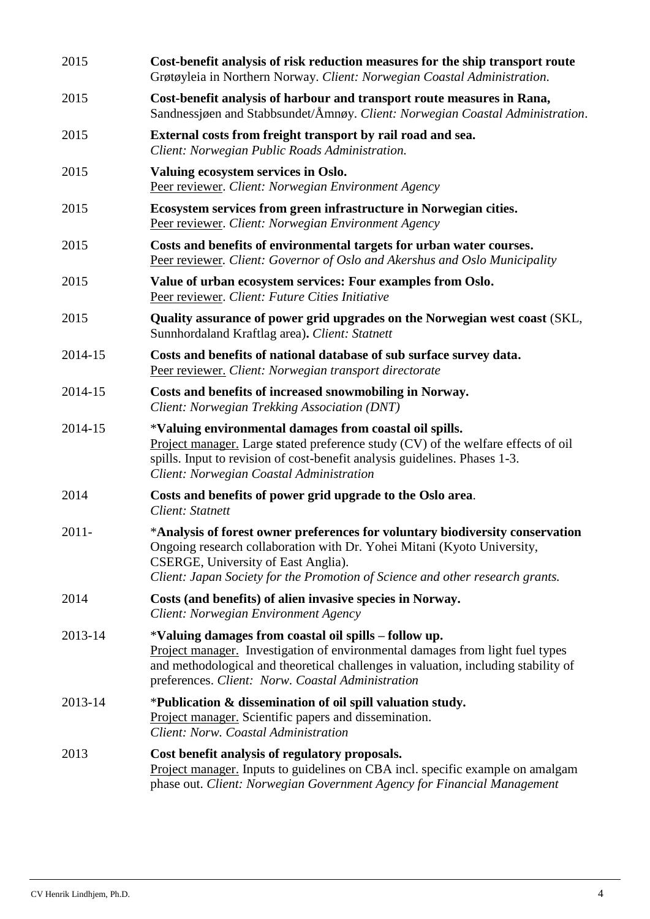| | |
|---|---|
| 2015 | **Cost-benefit analysis of risk reduction measures for the ship transport route** Grøtøyleia in Northern Norway. *Client: Norwegian Coastal Administration.* |
| 2015 | **Cost-benefit analysis of harbour and transport route measures in Rana,** Sandnessjøen and Stabbsundet/Åmnøy. *Client: Norwegian Coastal Administration*. |
| 2015 | **External costs from freight transport by rail road and sea.** *Client: Norwegian Public Roads Administration.* |
| 2015 | **Valuing ecosystem services in Oslo.** Peer reviewer. *Client: Norwegian Environment Agency* |
| 2015 | **Ecosystem services from green infrastructure in Norwegian cities.** Peer reviewer. *Client: Norwegian Environment Agency* |
| 2015 | **Costs and benefits of environmental targets for urban water courses.** Peer reviewer. *Client: Governor of Oslo and Akershus and Oslo Municipality* |
| 2015 | **Value of urban ecosystem services: Four examples from Oslo.** Peer reviewer. *Client: Future Cities Initiative* |
| 2015 | **Quality assurance of power grid upgrades on the Norwegian west coast** (SKL, Sunnhordaland Kraftlag area)**.** *Client: Statnett* |
| 2014-15 | **Costs and benefits of national database of sub surface survey data.** Peer reviewer. *Client: Norwegian transport directorate* |
| 2014-15 | **Costs and benefits of increased snowmobiling in Norway.** *Client: Norwegian Trekking Association (DNT)* |
| 2014-15 | *__Valuing environmental damages from coastal oil spills.__ Project manager. Large **s**tated preference study (CV) of the welfare effects of oil spills. Input to revision of cost-benefit analysis guidelines. Phases 1-3. *Client: Norwegian Coastal Administration* |
| 2014 | **Costs and benefits of power grid upgrade to the Oslo area**. *Client: Statnett* |
| 2011- | *__Analysis of forest owner preferences for voluntary biodiversity conservation__ Ongoing research collaboration with Dr. Yohei Mitani (Kyoto University, CSERGE, University of East Anglia). *Client: Japan Society for the Promotion of Science and other research grants.* |
| 2014 | **Costs (and benefits) of alien invasive species in Norway.** *Client: Norwegian Environment Agency* |
| 2013-14 | *__Valuing damages from coastal oil spills – follow up.__ Project manager. Investigation of environmental damages from light fuel types and methodological and theoretical challenges in valuation, including stability of preferences. *Client: Norw. Coastal Administration* |
| 2013-14 | *__Publication & dissemination of oil spill valuation study.__ Project manager. Scientific papers and dissemination. *Client: Norw. Coastal Administration* |
| 2013 | **Cost benefit analysis of regulatory proposals.** Project manager. Inputs to guidelines on CBA incl. specific example on amalgam phase out. *Client: Norwegian Government Agency for Financial Management* |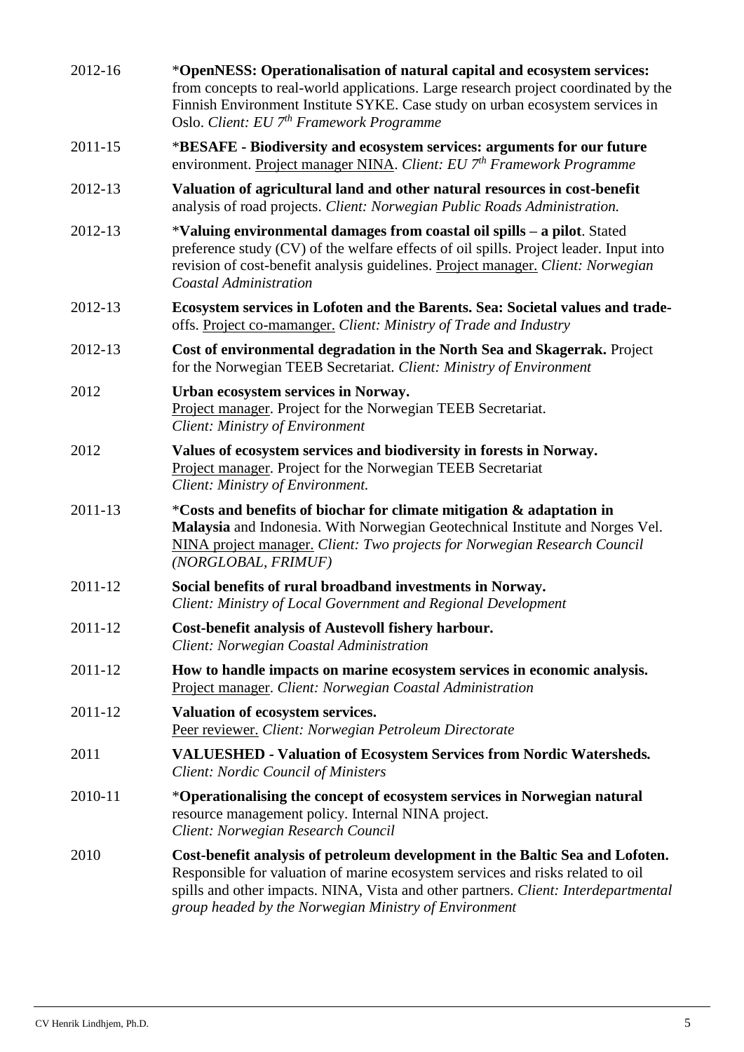| | |
|---|---|
| 2012-16 | ***OpenNESS: Operationalisation of natural capital and ecosystem services:** from concepts to real-world applications. Large research project coordinated by the Finnish Environment Institute SYKE. Case study on urban ecosystem services in Oslo. *Client: EU 7th Framework Programme* |
| 2011-15 | ***BESAFE - Biodiversity and ecosystem services: arguments for our future** environment. Project manager NINA. *Client: EU 7th Framework Programme* |
| 2012-13 | **Valuation of agricultural land and other natural resources in cost-benefit** analysis of road projects. *Client: Norwegian Public Roads Administration.* |
| 2012-13 | ***Valuing environmental damages from coastal oil spills – a pilot**. Stated preference study (CV) of the welfare effects of oil spills. Project leader. Input into revision of cost-benefit analysis guidelines. Project manager. *Client: Norwegian Coastal Administration* |
| 2012-13 | **Ecosystem services in Lofoten and the Barents. Sea: Societal values and trade-**offs. Project co-mamanger. *Client: Ministry of Trade and Industry* |
| 2012-13 | **Cost of environmental degradation in the North Sea and Skagerrak.** Project for the Norwegian TEEB Secretariat. *Client: Ministry of Environment* |
| 2012 | **Urban ecosystem services in Norway.** Project manager. Project for the Norwegian TEEB Secretariat. *Client: Ministry of Environment* |
| 2012 | **Values of ecosystem services and biodiversity in forests in Norway.** Project manager. Project for the Norwegian TEEB Secretariat *Client: Ministry of Environment.* |
| 2011-13 | ***Costs and benefits of biochar for climate mitigation & adaptation in Malaysia** and Indonesia. With Norwegian Geotechnical Institute and Norges Vel. NINA project manager. *Client: Two projects for Norwegian Research Council (NORGLOBAL, FRIMUF)* |
| 2011-12 | **Social benefits of rural broadband investments in Norway.** *Client: Ministry of Local Government and Regional Development* |
| 2011-12 | **Cost-benefit analysis of Austevoll fishery harbour.** *Client: Norwegian Coastal Administration* |
| 2011-12 | **How to handle impacts on marine ecosystem services in economic analysis.** Project manager. *Client: Norwegian Coastal Administration* |
| 2011-12 | **Valuation of ecosystem services.** Peer reviewer. *Client: Norwegian Petroleum Directorate* |
| 2011 | **VALUESHED - Valuation of Ecosystem Services from Nordic Watersheds.** *Client: Nordic Council of Ministers* |
| 2010-11 | ***Operationalising the concept of ecosystem services in Norwegian natural** resource management policy. Internal NINA project. *Client: Norwegian Research Council* |
| 2010 | **Cost-benefit analysis of petroleum development in the Baltic Sea and Lofoten.** Responsible for valuation of marine ecosystem services and risks related to oil spills and other impacts. NINA, Vista and other partners. *Client: Interdepartmental group headed by the Norwegian Ministry of Environment* |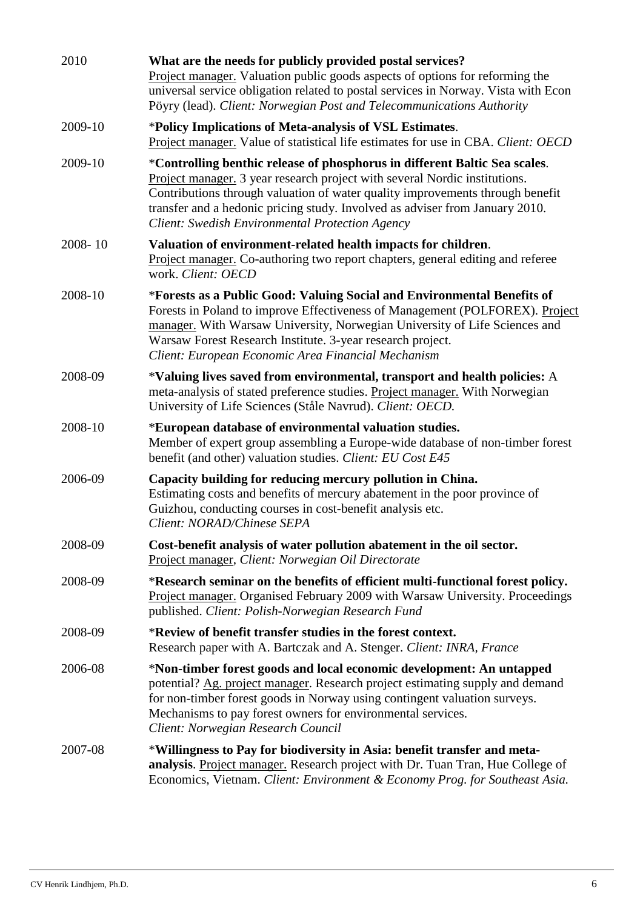| | |
|---|---|
| 2010 | **What are the needs for publicly provided postal services?**<br>Project manager. Valuation public goods aspects of options for reforming the universal service obligation related to postal services in Norway. Vista with Econ Pöyry (lead). *Client: Norwegian Post and Telecommunications Authority* |
| 2009-10 | ***Policy Implications of Meta-analysis of VSL Estimates**.<br>Project manager. Value of statistical life estimates for use in CBA. *Client: OECD* |
| 2009-10 | ***Controlling benthic release of phosphorus in different Baltic Sea scales**.<br>Project manager. 3 year research project with several Nordic institutions. Contributions through valuation of water quality improvements through benefit transfer and a hedonic pricing study. Involved as adviser from January 2010. *Client: Swedish Environmental Protection Agency* |
| 2008- 10 | **Valuation of environment-related health impacts for children**.<br>Project manager. Co-authoring two report chapters, general editing and referee work. *Client: OECD* |
| 2008-10 | ***Forests as a Public Good: Valuing Social and Environmental Benefits of** Forests in Poland to improve Effectiveness of Management (POLFOREX). Project manager. With Warsaw University, Norwegian University of Life Sciences and Warsaw Forest Research Institute. 3-year research project.<br>*Client: European Economic Area Financial Mechanism* |
| 2008-09 | ***Valuing lives saved from environmental, transport and health policies:** A meta-analysis of stated preference studies. Project manager. With Norwegian University of Life Sciences (Ståle Navrud). *Client: OECD.* |
| 2008-10 | ***European database of environmental valuation studies.**<br>Member of expert group assembling a Europe-wide database of non-timber forest benefit (and other) valuation studies. *Client: EU Cost E45* |
| 2006-09 | **Capacity building for reducing mercury pollution in China.**<br>Estimating costs and benefits of mercury abatement in the poor province of Guizhou, conducting courses in cost-benefit analysis etc.<br>*Client: NORAD/Chinese SEPA* |
| 2008-09 | **Cost-benefit analysis of water pollution abatement in the oil sector.**<br>Project manager, *Client: Norwegian Oil Directorate* |
| 2008-09 | ***Research seminar on the benefits of efficient multi-functional forest policy.**<br>Project manager. Organised February 2009 with Warsaw University. Proceedings published. *Client: Polish-Norwegian Research Fund* |
| 2008-09 | ***Review of benefit transfer studies in the forest context.**<br>Research paper with A. Bartczak and A. Stenger. *Client: INRA, France* |
| 2006-08 | ***Non-timber forest goods and local economic development: An untapped** potential? Ag. project manager. Research project estimating supply and demand for non-timber forest goods in Norway using contingent valuation surveys. Mechanisms to pay forest owners for environmental services.<br>*Client: Norwegian Research Council* |
| 2007-08 | ***Willingness to Pay for biodiversity in Asia: benefit transfer and meta-analysis**. Project manager. Research project with Dr. Tuan Tran, Hue College of Economics, Vietnam. *Client: Environment & Economy Prog. for Southeast Asia.* |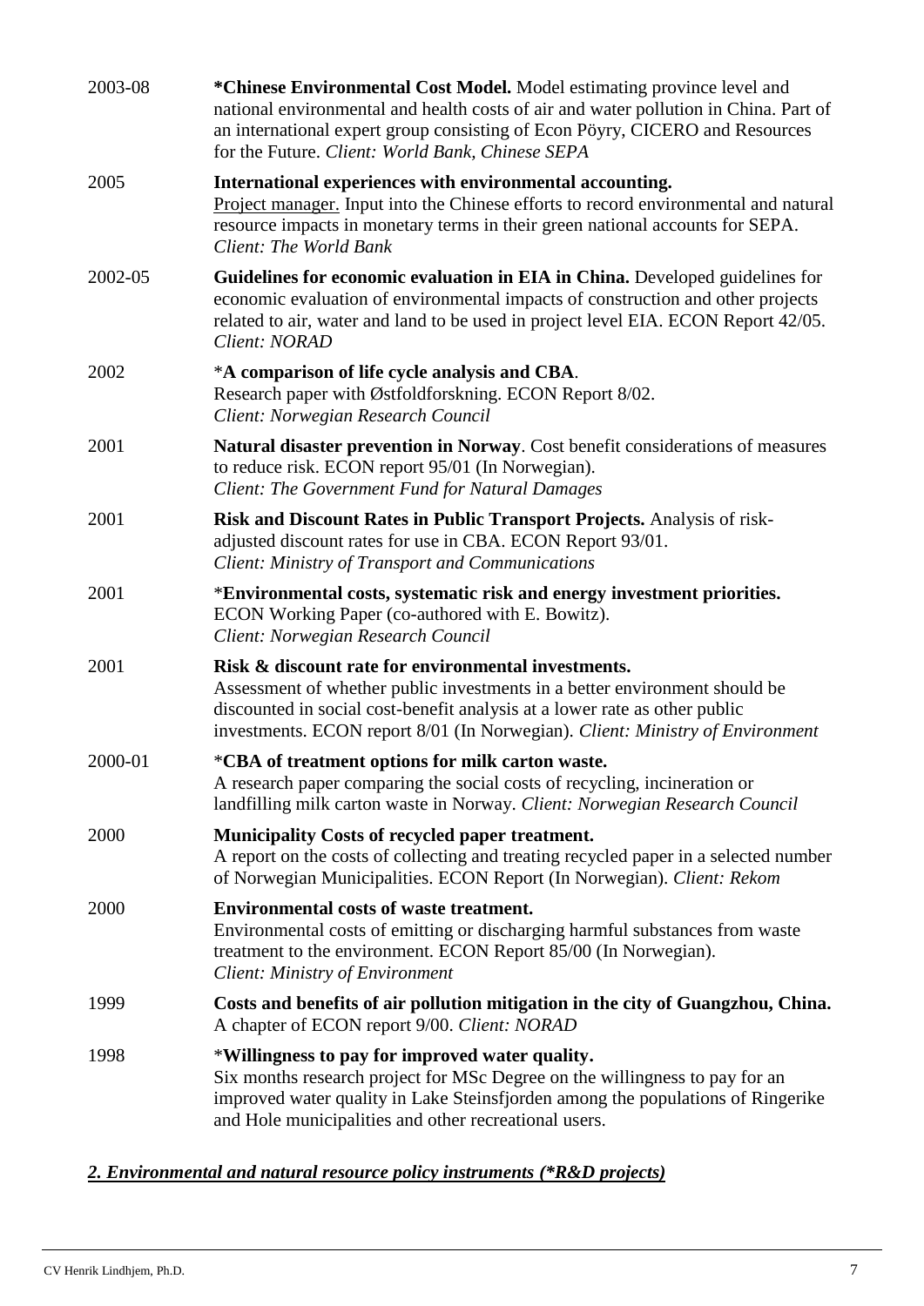| | |
|---|---|
| 2003-08 | ***Chinese Environmental Cost Model.** Model estimating province level and national environmental and health costs of air and water pollution in China. Part of an international expert group consisting of Econ Pöyry, CICERO and Resources for the Future. *Client: World Bank, Chinese SEPA* |
| 2005 | **International experiences with environmental accounting.** <u>Project manager.</u> Input into the Chinese efforts to record environmental and natural resource impacts in monetary terms in their green national accounts for SEPA. *Client: The World Bank* |
| 2002-05 | **Guidelines for economic evaluation in EIA in China.** Developed guidelines for economic evaluation of environmental impacts of construction and other projects related to air, water and land to be used in project level EIA. ECON Report 42/05. *Client: NORAD* |
| 2002 | ***A comparison of life cycle analysis and CBA**. Research paper with Østfoldforskning. ECON Report 8/02. *Client: Norwegian Research Council* |
| 2001 | **Natural disaster prevention in Norway**. Cost benefit considerations of measures to reduce risk. ECON report 95/01 (In Norwegian). *Client: The Government Fund for Natural Damages* |
| 2001 | **Risk and Discount Rates in Public Transport Projects.** Analysis of risk-adjusted discount rates for use in CBA. ECON Report 93/01. *Client: Ministry of Transport and Communications* |
| 2001 | ***Environmental costs, systematic risk and energy investment priorities.** ECON Working Paper (co-authored with E. Bowitz). *Client: Norwegian Research Council* |
| 2001 | **Risk & discount rate for environmental investments.** Assessment of whether public investments in a better environment should be discounted in social cost-benefit analysis at a lower rate as other public investments. ECON report 8/01 (In Norwegian). *Client: Ministry of Environment* |
| 2000-01 | ***CBA of treatment options for milk carton waste.** A research paper comparing the social costs of recycling, incineration or landfilling milk carton waste in Norway. *Client: Norwegian Research Council* |
| 2000 | **Municipality Costs of recycled paper treatment.** A report on the costs of collecting and treating recycled paper in a selected number of Norwegian Municipalities. ECON Report (In Norwegian). *Client: Rekom* |
| 2000 | **Environmental costs of waste treatment.** Environmental costs of emitting or discharging harmful substances from waste treatment to the environment. ECON Report 85/00 (In Norwegian). *Client: Ministry of Environment* |
| 1999 | **Costs and benefits of air pollution mitigation in the city of Guangzhou, China.** A chapter of ECON report 9/00. *Client: NORAD* |
| 1998 | ***Willingness to pay for improved water quality.** Six months research project for MSc Degree on the willingness to pay for an improved water quality in Lake Steinsfjorden among the populations of Ringerike and Hole municipalities and other recreational users. |

## ***<u>2. Environmental and natural resource policy instruments (*R&D projects)</u>***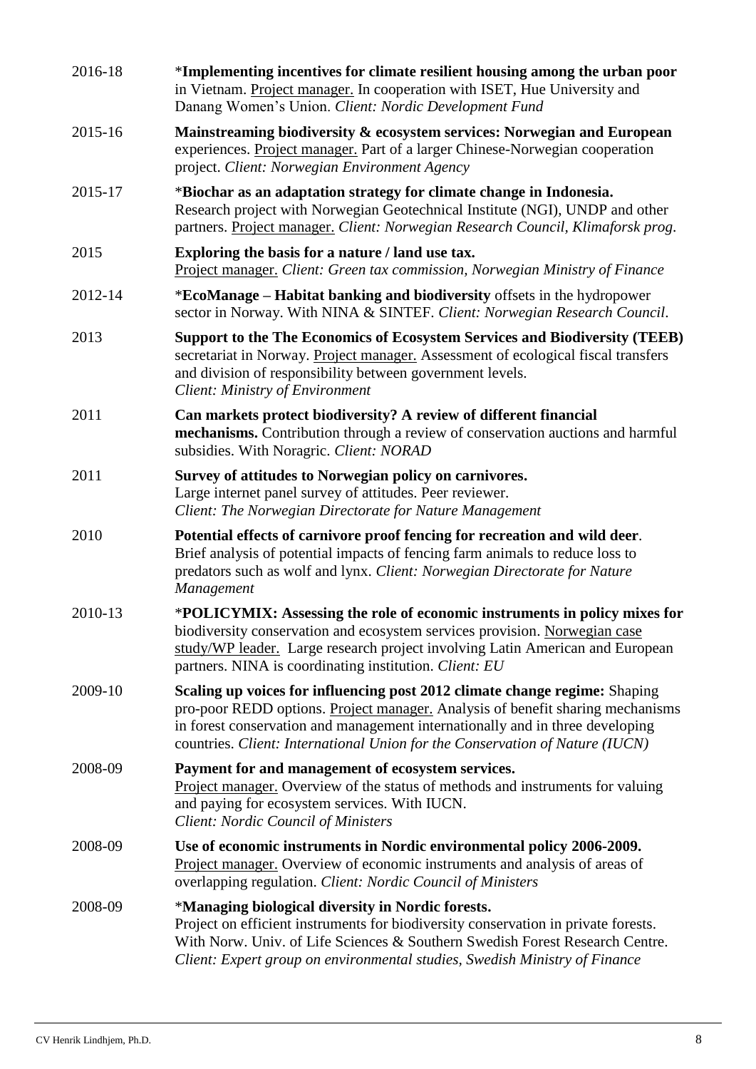| | |
|---|---|
| 2016-18 | *__Implementing incentives for climate resilient housing among the urban poor__ in Vietnam. <u>Project manager.</u> In cooperation with ISET, Hue University and Danang Women's Union. *Client: Nordic Development Fund* |
| 2015-16 | **Mainstreaming biodiversity & ecosystem services: Norwegian and European** experiences. <u>Project manager.</u> Part of a larger Chinese-Norwegian cooperation project. *Client: Norwegian Environment Agency* |
| 2015-17 | *__Biochar as an adaptation strategy for climate change in Indonesia.__ Research project with Norwegian Geotechnical Institute (NGI), UNDP and other partners. <u>Project manager.</u> *Client: Norwegian Research Council, Klimaforsk prog.* |
| 2015 | **Exploring the basis for a nature / land use tax.** <u>Project manager.</u> *Client: Green tax commission, Norwegian Ministry of Finance* |
| 2012-14 | *__EcoManage – Habitat banking and biodiversity__ offsets in the hydropower sector in Norway. With NINA & SINTEF. *Client: Norwegian Research Council*. |
| 2013 | **Support to the The Economics of Ecosystem Services and Biodiversity (TEEB)** secretariat in Norway. <u>Project manager.</u> Assessment of ecological fiscal transfers and division of responsibility between government levels. *Client: Ministry of Environment* |
| 2011 | **Can markets protect biodiversity? A review of different financial mechanisms.** Contribution through a review of conservation auctions and harmful subsidies. With Noragric. *Client: NORAD* |
| 2011 | **Survey of attitudes to Norwegian policy on carnivores.** Large internet panel survey of attitudes. Peer reviewer. *Client: The Norwegian Directorate for Nature Management* |
| 2010 | **Potential effects of carnivore proof fencing for recreation and wild deer**. Brief analysis of potential impacts of fencing farm animals to reduce loss to predators such as wolf and lynx. *Client: Norwegian Directorate for Nature Management* |
| 2010-13 | *__POLICYMIX: Assessing the role of economic instruments in policy mixes for__ biodiversity conservation and ecosystem services provision. <u>Norwegian case study/WP leader.</u> Large research project involving Latin American and European partners. NINA is coordinating institution. *Client: EU* |
| 2009-10 | **Scaling up voices for influencing post 2012 climate change regime:** Shaping pro-poor REDD options. <u>Project manager.</u> Analysis of benefit sharing mechanisms in forest conservation and management internationally and in three developing countries. *Client: International Union for the Conservation of Nature (IUCN)* |
| 2008-09 | **Payment for and management of ecosystem services.** <u>Project manager.</u> Overview of the status of methods and instruments for valuing and paying for ecosystem services. With IUCN. *Client: Nordic Council of Ministers* |
| 2008-09 | **Use of economic instruments in Nordic environmental policy 2006-2009.** <u>Project manager.</u> Overview of economic instruments and analysis of areas of overlapping regulation. *Client: Nordic Council of Ministers* |
| 2008-09 | *__Managing biological diversity in Nordic forests.__ Project on efficient instruments for biodiversity conservation in private forests. With Norw. Univ. of Life Sciences & Southern Swedish Forest Research Centre. *Client: Expert group on environmental studies, Swedish Ministry of Finance* |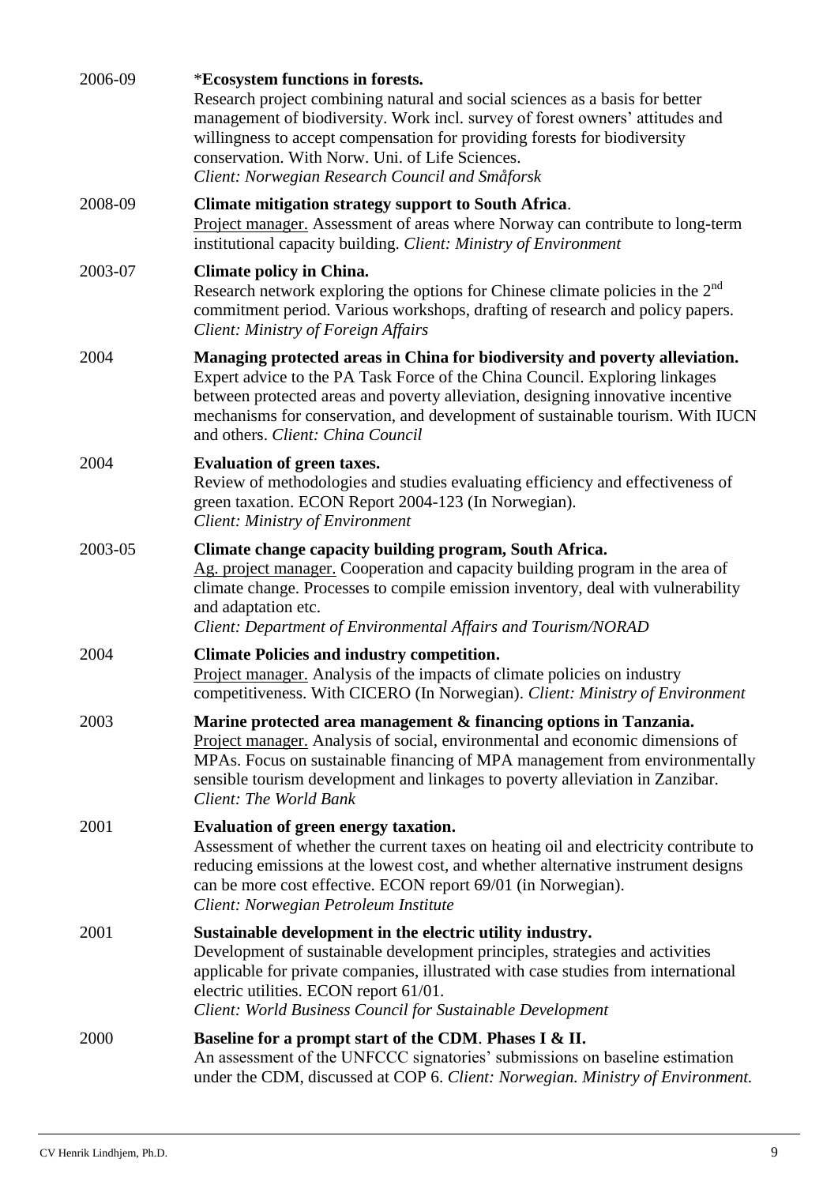| | |
|---|---|
| 2006-09 | \***Ecosystem functions in forests.** Research project combining natural and social sciences as a basis for better management of biodiversity. Work incl. survey of forest owners' attitudes and willingness to accept compensation for providing forests for biodiversity conservation. With Norw. Uni. of Life Sciences. *Client: Norwegian Research Council and Småforsk* |
| 2008-09 | **Climate mitigation strategy support to South Africa**. <u>Project manager.</u> Assessment of areas where Norway can contribute to long-term institutional capacity building. *Client: Ministry of Environment* |
| 2003-07 | **Climate policy in China.** Research network exploring the options for Chinese climate policies in the 2nd commitment period. Various workshops, drafting of research and policy papers. *Client: Ministry of Foreign Affairs* |
| 2004 | **Managing protected areas in China for biodiversity and poverty alleviation.** Expert advice to the PA Task Force of the China Council. Exploring linkages between protected areas and poverty alleviation, designing innovative incentive mechanisms for conservation, and development of sustainable tourism. With IUCN and others. *Client: China Council* |
| 2004 | **Evaluation of green taxes.** Review of methodologies and studies evaluating efficiency and effectiveness of green taxation. ECON Report 2004-123 (In Norwegian). *Client: Ministry of Environment* |
| 2003-05 | **Climate change capacity building program, South Africa.** <u>Ag. project manager.</u> Cooperation and capacity building program in the area of climate change. Processes to compile emission inventory, deal with vulnerability and adaptation etc. *Client: Department of Environmental Affairs and Tourism/NORAD* |
| 2004 | **Climate Policies and industry competition.** <u>Project manager.</u> Analysis of the impacts of climate policies on industry competitiveness. With CICERO (In Norwegian). *Client: Ministry of Environment* |
| 2003 | **Marine protected area management & financing options in Tanzania.** <u>Project manager.</u> Analysis of social, environmental and economic dimensions of MPAs. Focus on sustainable financing of MPA management from environmentally sensible tourism development and linkages to poverty alleviation in Zanzibar. *Client: The World Bank* |
| 2001 | **Evaluation of green energy taxation.** Assessment of whether the current taxes on heating oil and electricity contribute to reducing emissions at the lowest cost, and whether alternative instrument designs can be more cost effective. ECON report 69/01 (in Norwegian). *Client: Norwegian Petroleum Institute* |
| 2001 | **Sustainable development in the electric utility industry.** Development of sustainable development principles, strategies and activities applicable for private companies, illustrated with case studies from international electric utilities. ECON report 61/01. *Client: World Business Council for Sustainable Development* |
| 2000 | **Baseline for a prompt start of the CDM**. **Phases I & II.** An assessment of the UNFCCC signatories' submissions on baseline estimation under the CDM, discussed at COP 6. *Client: Norwegian. Ministry of Environment.* |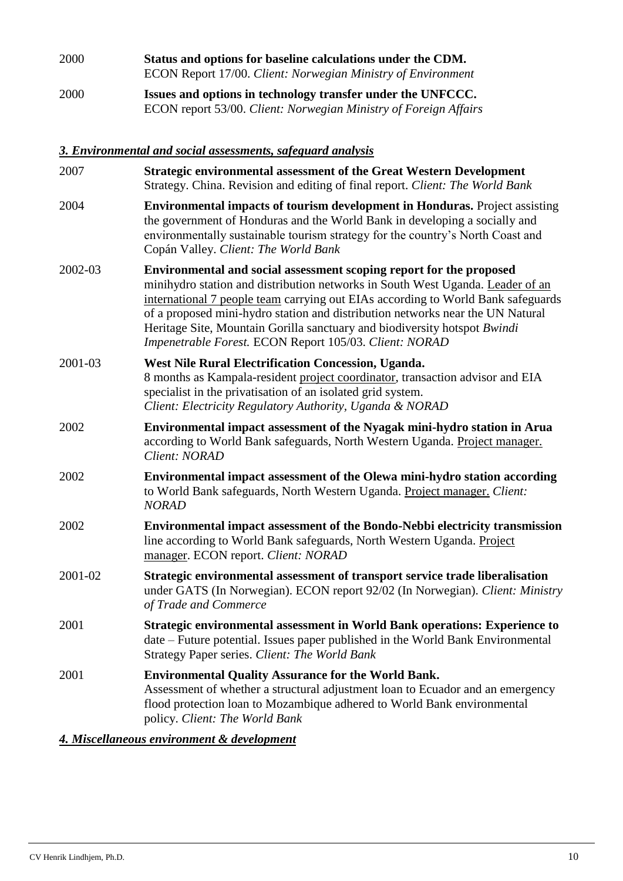| | |
|---|---|
| 2000 | **Status and options for baseline calculations under the CDM.** ECON Report 17/00. *Client: Norwegian Ministry of Environment* |
| 2000 | **Issues and options in technology transfer under the UNFCCC.** ECON report 53/00. *Client: Norwegian Ministry of Foreign Affairs* |

### ***3. Environmental and social assessments, safeguard analysis***

| | |
|---|---|
| 2007 | **Strategic environmental assessment of the Great Western Development** Strategy. China. Revision and editing of final report. *Client: The World Bank* |
| 2004 | **Environmental impacts of tourism development in Honduras.** Project assisting the government of Honduras and the World Bank in developing a socially and environmentally sustainable tourism strategy for the country's North Coast and Copán Valley. *Client: The World Bank* |
| 2002-03 | **Environmental and social assessment scoping report for the proposed** minihydro station and distribution networks in South West Uganda. Leader of an international 7 people team carrying out EIAs according to World Bank safeguards of a proposed mini-hydro station and distribution networks near the UN Natural Heritage Site, Mountain Gorilla sanctuary and biodiversity hotspot *Bwindi Impenetrable Forest.* ECON Report 105/03. *Client: NORAD* |
| 2001-03 | **West Nile Rural Electrification Concession, Uganda.** 8 months as Kampala-resident project coordinator, transaction advisor and EIA specialist in the privatisation of an isolated grid system. *Client: Electricity Regulatory Authority, Uganda & NORAD* |
| 2002 | **Environmental impact assessment of the Nyagak mini-hydro station in Arua** according to World Bank safeguards, North Western Uganda. Project manager. *Client: NORAD* |
| 2002 | **Environmental impact assessment of the Olewa mini-hydro station according** to World Bank safeguards, North Western Uganda. Project manager. *Client: NORAD* |
| 2002 | **Environmental impact assessment of the Bondo-Nebbi electricity transmission** line according to World Bank safeguards, North Western Uganda. Project manager. ECON report. *Client: NORAD* |
| 2001-02 | **Strategic environmental assessment of transport service trade liberalisation** under GATS (In Norwegian). ECON report 92/02 (In Norwegian). *Client: Ministry of Trade and Commerce* |
| 2001 | **Strategic environmental assessment in World Bank operations: Experience to** date – Future potential. Issues paper published in the World Bank Environmental Strategy Paper series. *Client: The World Bank* |
| 2001 | **Environmental Quality Assurance for the World Bank.** Assessment of whether a structural adjustment loan to Ecuador and an emergency flood protection loan to Mozambique adhered to World Bank environmental policy. *Client: The World Bank* |

### ***4. Miscellaneous environment & development***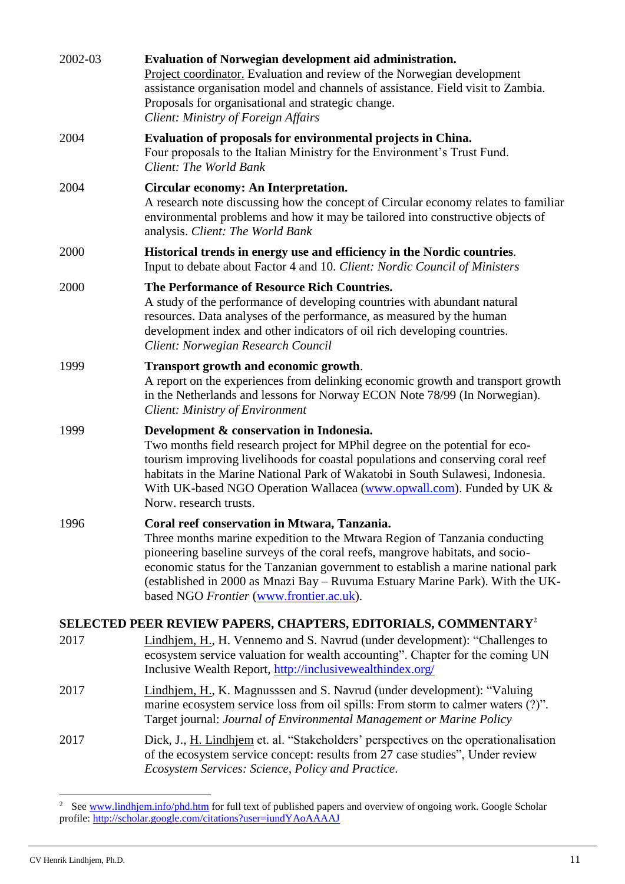2002-03 **Evaluation of Norwegian development aid administration.**
Project coordinator. Evaluation and review of the Norwegian development assistance organisation model and channels of assistance. Field visit to Zambia. Proposals for organisational and strategic change.
*Client: Ministry of Foreign Affairs*

2004 **Evaluation of proposals for environmental projects in China.**
Four proposals to the Italian Ministry for the Environment's Trust Fund.
*Client: The World Bank*

2004 **Circular economy: An Interpretation.**
A research note discussing how the concept of Circular economy relates to familiar environmental problems and how it may be tailored into constructive objects of analysis. *Client: The World Bank*

2000 **Historical trends in energy use and efficiency in the Nordic countries**.
Input to debate about Factor 4 and 10. *Client: Nordic Council of Ministers*

2000 **The Performance of Resource Rich Countries.**
A study of the performance of developing countries with abundant natural resources. Data analyses of the performance, as measured by the human development index and other indicators of oil rich developing countries.
*Client: Norwegian Research Council*

1999 **Transport growth and economic growth**.
A report on the experiences from delinking economic growth and transport growth in the Netherlands and lessons for Norway ECON Note 78/99 (In Norwegian).
*Client: Ministry of Environment*

1999 **Development & conservation in Indonesia.**
Two months field research project for MPhil degree on the potential for eco-tourism improving livelihoods for coastal populations and conserving coral reef habitats in the Marine National Park of Wakatobi in South Sulawesi, Indonesia. With UK-based NGO Operation Wallacea (www.opwall.com). Funded by UK & Norw. research trusts.

1996 **Coral reef conservation in Mtwara, Tanzania.**
Three months marine expedition to the Mtwara Region of Tanzania conducting pioneering baseline surveys of the coral reefs, mangrove habitats, and socio-economic status for the Tanzanian government to establish a marine national park (established in 2000 as Mnazi Bay – Ruvuma Estuary Marine Park). With the UK-based NGO *Frontier* (www.frontier.ac.uk).

## SELECTED PEER REVIEW PAPERS, CHAPTERS, EDITORIALS, COMMENTARY[2]

2017 Lindhjem, H., H. Vennemo and S. Navrud (under development): "Challenges to ecosystem service valuation for wealth accounting". Chapter for the coming UN Inclusive Wealth Report, http://inclusivewealthindex.org/

2017 Lindhjem, H., K. Magnusssen and S. Navrud (under development): "Valuing marine ecosystem service loss from oil spills: From storm to calmer waters (?)". Target journal: *Journal of Environmental Management or Marine Policy*

2017 Dick, J., H. Lindhjem et. al. "Stakeholders' perspectives on the operationalisation of the ecosystem service concept: results from 27 case studies", Under review *Ecosystem Services: Science, Policy and Practice*.

---

[2] See www.lindhjem.info/phd.htm for full text of published papers and overview of ongoing work. Google Scholar profile: http://scholar.google.com/citations?user=iundYAoAAAAJ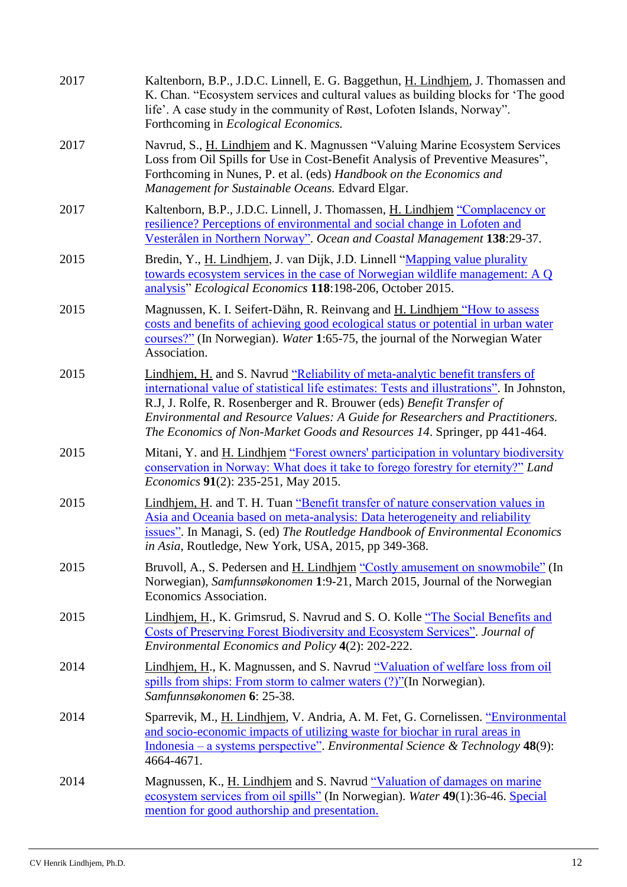| | |
|---|---|
| 2017 | Kaltenborn, B.P., J.D.C. Linnell, E. G. Baggethun, H. Lindhjem, J. Thomassen and K. Chan. "Ecosystem services and cultural values as building blocks for 'The good life'. A case study in the community of Røst, Lofoten Islands, Norway". Forthcoming in *Ecological Economics.* |
| 2017 | Navrud, S., H. Lindhjem and K. Magnussen "Valuing Marine Ecosystem Services Loss from Oil Spills for Use in Cost-Benefit Analysis of Preventive Measures", Forthcoming in Nunes, P. et al. (eds) *Handbook on the Economics and Management for Sustainable Oceans.* Edvard Elgar. |
| 2017 | Kaltenborn, B.P., J.D.C. Linnell, J. Thomassen, H. Lindhjem "Complacency or resilience? Perceptions of environmental and social change in Lofoten and Vesterålen in Northern Norway". *Ocean and Coastal Management* **138**:29-37. |
| 2015 | Bredin, Y., H. Lindhjem, J. van Dijk, J.D. Linnell "Mapping value plurality towards ecosystem services in the case of Norwegian wildlife management: A Q analysis" *Ecological Economics* **118**:198-206, October 2015. |
| 2015 | Magnussen, K. I. Seifert-Dähn, R. Reinvang and H. Lindhjem "How to assess costs and benefits of achieving good ecological status or potential in urban water courses?" (In Norwegian). *Water* **1**:65-75, the journal of the Norwegian Water Association. |
| 2015 | Lindhjem, H. and S. Navrud "Reliability of meta-analytic benefit transfers of international value of statistical life estimates: Tests and illustrations". In Johnston, R.J, J. Rolfe, R. Rosenberger and R. Brouwer (eds) *Benefit Transfer of Environmental and Resource Values: A Guide for Researchers and Practitioners. The Economics of Non-Market Goods and Resources 14*. Springer, pp 441-464. |
| 2015 | Mitani, Y. and H. Lindhjem "Forest owners' participation in voluntary biodiversity conservation in Norway: What does it take to forego forestry for eternity?" *Land Economics* **91**(2): 235-251, May 2015. |
| 2015 | Lindhjem, H. and T. H. Tuan "Benefit transfer of nature conservation values in Asia and Oceania based on meta-analysis: Data heterogeneity and reliability issues". In Managi, S. (ed) *The Routledge Handbook of Environmental Economics in Asia*, Routledge, New York, USA, 2015, pp 349-368. |
| 2015 | Bruvoll, A., S. Pedersen and H. Lindhjem "Costly amusement on snowmobile" (In Norwegian), *Samfunnsøkonomen* **1**:9-21, March 2015, Journal of the Norwegian Economics Association. |
| 2015 | Lindhjem, H., K. Grimsrud, S. Navrud and S. O. Kolle "The Social Benefits and Costs of Preserving Forest Biodiversity and Ecosystem Services". *Journal of Environmental Economics and Policy* **4**(2): 202-222. |
| 2014 | Lindhjem, H., K. Magnussen, and S. Navrud "Valuation of welfare loss from oil spills from ships: From storm to calmer waters (?)"(In Norwegian). *Samfunnsøkonomen* **6**: 25-38. |
| 2014 | Sparrevik, M., H. Lindhjem, V. Andria, A. M. Fet, G. Cornelissen. "Environmental and socio-economic impacts of utilizing waste for biochar in rural areas in Indonesia – a systems perspective". *Environmental Science & Technology* **48**(9): 4664-4671. |
| 2014 | Magnussen, K., H. Lindhjem and S. Navrud "Valuation of damages on marine ecosystem services from oil spills" (In Norwegian). *Water* **49**(1):36-46. Special mention for good authorship and presentation. |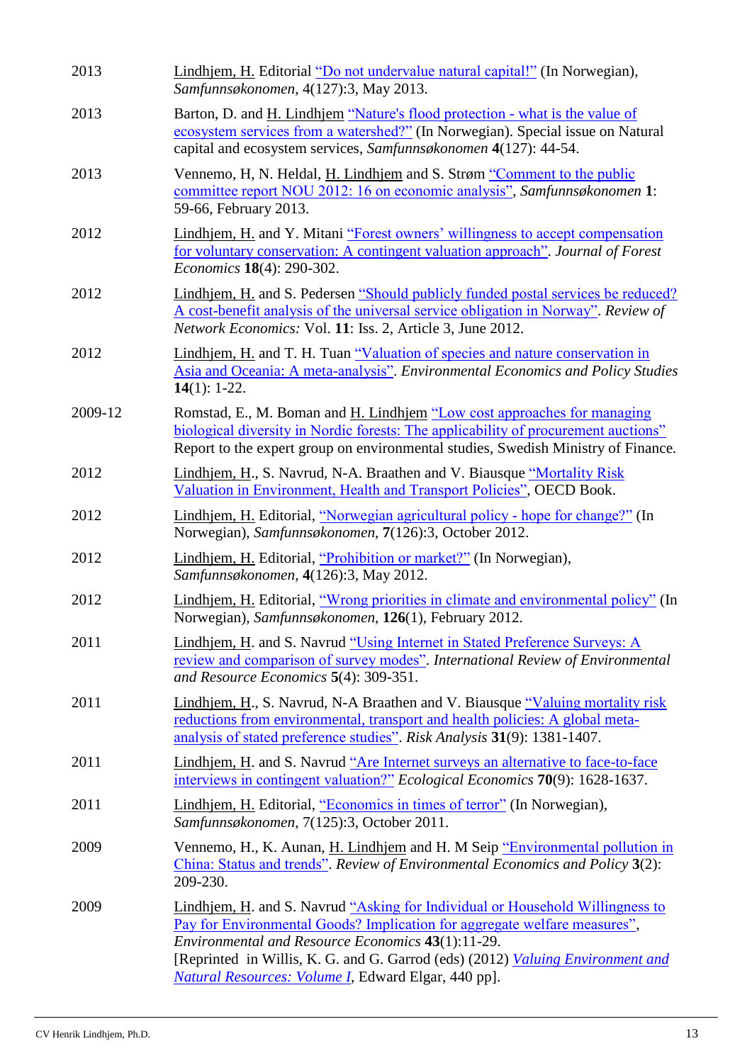| | |
|---|---|
| 2013 | Lindhjem, H. Editorial "Do not undervalue natural capital!" (In Norwegian), *Samfunnsøkonomen*, 4(127):3, May 2013. |
| 2013 | Barton, D. and H. Lindhjem "Nature's flood protection - what is the value of ecosystem services from a watershed?" (In Norwegian). Special issue on Natural capital and ecosystem services, *Samfunnsøkonomen* **4**(127): 44-54. |
| 2013 | Vennemo, H, N. Heldal, H. Lindhjem and S. Strøm "Comment to the public committee report NOU 2012: 16 on economic analysis", *Samfunnsøkonomen* **1**: 59-66, February 2013. |
| 2012 | Lindhjem, H. and Y. Mitani "Forest owners' willingness to accept compensation for voluntary conservation: A contingent valuation approach". *Journal of Forest Economics* **18**(4): 290-302. |
| 2012 | Lindhjem, H. and S. Pedersen "Should publicly funded postal services be reduced? A cost-benefit analysis of the universal service obligation in Norway". *Review of Network Economics:* Vol. **11**: Iss. 2, Article 3, June 2012. |
| 2012 | Lindhjem, H. and T. H. Tuan "Valuation of species and nature conservation in Asia and Oceania: A meta-analysis". *Environmental Economics and Policy Studies* **14**(1): 1-22. |
| 2009-12 | Romstad, E., M. Boman and H. Lindhjem "Low cost approaches for managing biological diversity in Nordic forests: The applicability of procurement auctions" Report to the expert group on environmental studies, Swedish Ministry of Finance. |
| 2012 | Lindhjem, H., S. Navrud, N-A. Braathen and V. Biausque "Mortality Risk Valuation in Environment, Health and Transport Policies", OECD Book. |
| 2012 | Lindhjem, H. Editorial, "Norwegian agricultural policy - hope for change?" (In Norwegian), *Samfunnsøkonomen*, **7**(126):3, October 2012. |
| 2012 | Lindhjem, H. Editorial, "Prohibition or market?" (In Norwegian), *Samfunnsøkonomen*, **4**(126):3, May 2012. |
| 2012 | Lindhjem, H. Editorial, "Wrong priorities in climate and environmental policy" (In Norwegian), *Samfunnsøkonomen*, **126**(1), February 2012. |
| 2011 | Lindhjem, H. and S. Navrud "Using Internet in Stated Preference Surveys: A review and comparison of survey modes". *International Review of Environmental and Resource Economics* **5**(4): 309-351. |
| 2011 | Lindhjem, H., S. Navrud, N-A Braathen and V. Biausque "Valuing mortality risk reductions from environmental, transport and health policies: A global meta-analysis of stated preference studies". *Risk Analysis* **31**(9): 1381-1407. |
| 2011 | Lindhjem, H. and S. Navrud "Are Internet surveys an alternative to face-to-face interviews in contingent valuation?" *Ecological Economics* **70**(9): 1628-1637. |
| 2011 | Lindhjem, H. Editorial, "Economics in times of terror" (In Norwegian), *Samfunnsøkonomen*, 7(125):3, October 2011. |
| 2009 | Vennemo, H., K. Aunan, H. Lindhjem and H. M Seip "Environmental pollution in China: Status and trends". *Review of Environmental Economics and Policy* **3**(2): 209-230. |
| 2009 | Lindhjem, H. and S. Navrud "Asking for Individual or Household Willingness to Pay for Environmental Goods? Implication for aggregate welfare measures", *Environmental and Resource Economics* **43**(1):11-29. [Reprinted in Willis, K. G. and G. Garrod (eds) (2012) *Valuing Environment and Natural Resources: Volume I*, Edward Elgar, 440 pp]. |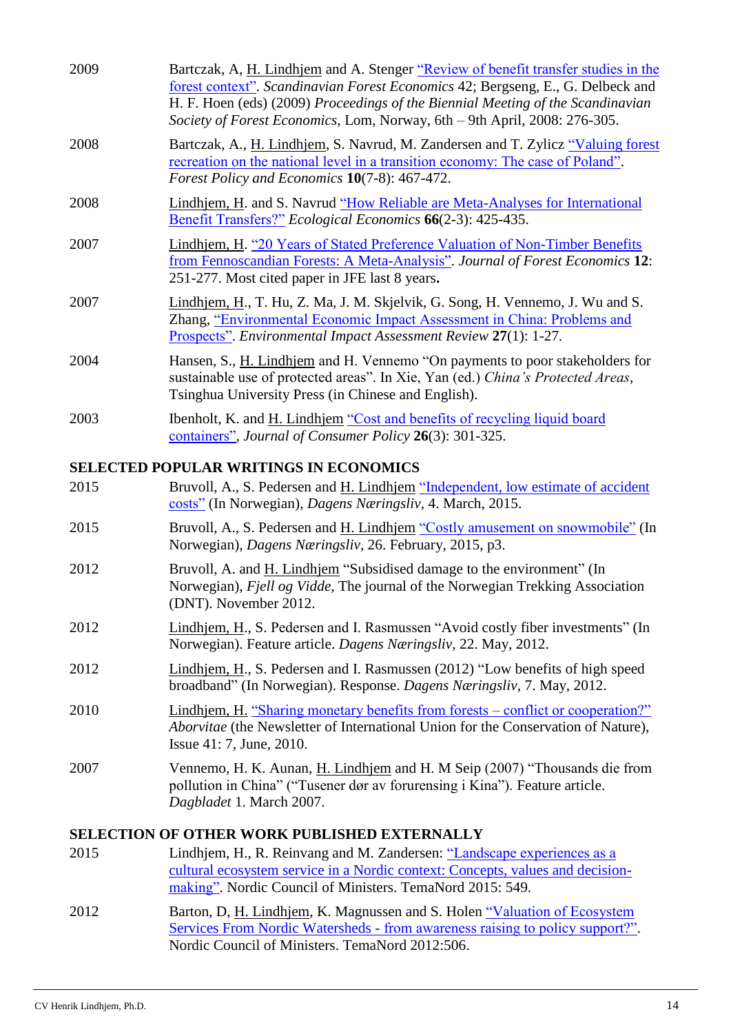2009 Bartczak, A, H. Lindhjem and A. Stenger "Review of benefit transfer studies in the forest context". *Scandinavian Forest Economics* 42; Bergseng, E., G. Delbeck and H. F. Hoen (eds) (2009) *Proceedings of the Biennial Meeting of the Scandinavian Society of Forest Economics*, Lom, Norway, 6th – 9th April, 2008: 276-305.

2008 Bartczak, A., H. Lindhjem, S. Navrud, M. Zandersen and T. Zylicz "Valuing forest recreation on the national level in a transition economy: The case of Poland". *Forest Policy and Economics* **10**(7-8): 467-472.

2008 Lindhjem, H. and S. Navrud "How Reliable are Meta-Analyses for International Benefit Transfers?" *Ecological Economics* **66**(2-3): 425-435.

2007 Lindhjem, H. "20 Years of Stated Preference Valuation of Non-Timber Benefits from Fennoscandian Forests: A Meta-Analysis". *Journal of Forest Economics* **12**: 251-277. Most cited paper in JFE last 8 years**.**

2007 Lindhjem, H., T. Hu, Z. Ma, J. M. Skjelvik, G. Song, H. Vennemo, J. Wu and S. Zhang, "Environmental Economic Impact Assessment in China: Problems and Prospects". *Environmental Impact Assessment Review* **27**(1): 1-27.

2004 Hansen, S., H. Lindhjem and H. Vennemo "On payments to poor stakeholders for sustainable use of protected areas". In Xie, Yan (ed.) *China's Protected Areas*, Tsinghua University Press (in Chinese and English).

2003 Ibenholt, K. and H. Lindhjem "Cost and benefits of recycling liquid board containers", *Journal of Consumer Policy* **26**(3): 301-325.

## SELECTED POPULAR WRITINGS IN ECONOMICS

2015 Bruvoll, A., S. Pedersen and H. Lindhjem "Independent, low estimate of accident costs" (In Norwegian), *Dagens Næringsliv*, 4. March, 2015.

2015 Bruvoll, A., S. Pedersen and H. Lindhjem "Costly amusement on snowmobile" (In Norwegian), *Dagens Næringsliv*, 26. February, 2015, p3.

2012 Bruvoll, A. and H. Lindhjem "Subsidised damage to the environment" (In Norwegian), *Fjell og Vidde*, The journal of the Norwegian Trekking Association (DNT). November 2012.

2012 Lindhjem, H., S. Pedersen and I. Rasmussen "Avoid costly fiber investments" (In Norwegian). Feature article. *Dagens Næringsliv*, 22. May, 2012.

2012 Lindhjem, H., S. Pedersen and I. Rasmussen (2012) "Low benefits of high speed broadband" (In Norwegian). Response. *Dagens Næringsliv*, 7. May, 2012.

2010 Lindhjem, H. "Sharing monetary benefits from forests – conflict or cooperation?" *Aborvitae* (the Newsletter of International Union for the Conservation of Nature), Issue 41: 7, June, 2010.

2007 Vennemo, H. K. Aunan, H. Lindhjem and H. M Seip (2007) "Thousands die from pollution in China" ("Tusener dør av forurensing i Kina"). Feature article. *Dagbladet* 1. March 2007.

## SELECTION OF OTHER WORK PUBLISHED EXTERNALLY

2015 Lindhjem, H., R. Reinvang and M. Zandersen: "Landscape experiences as a cultural ecosystem service in a Nordic context: Concepts, values and decision-making". Nordic Council of Ministers. TemaNord 2015: 549.

2012 Barton, D, H. Lindhjem, K. Magnussen and S. Holen "Valuation of Ecosystem Services From Nordic Watersheds - from awareness raising to policy support?". Nordic Council of Ministers. TemaNord 2012:506.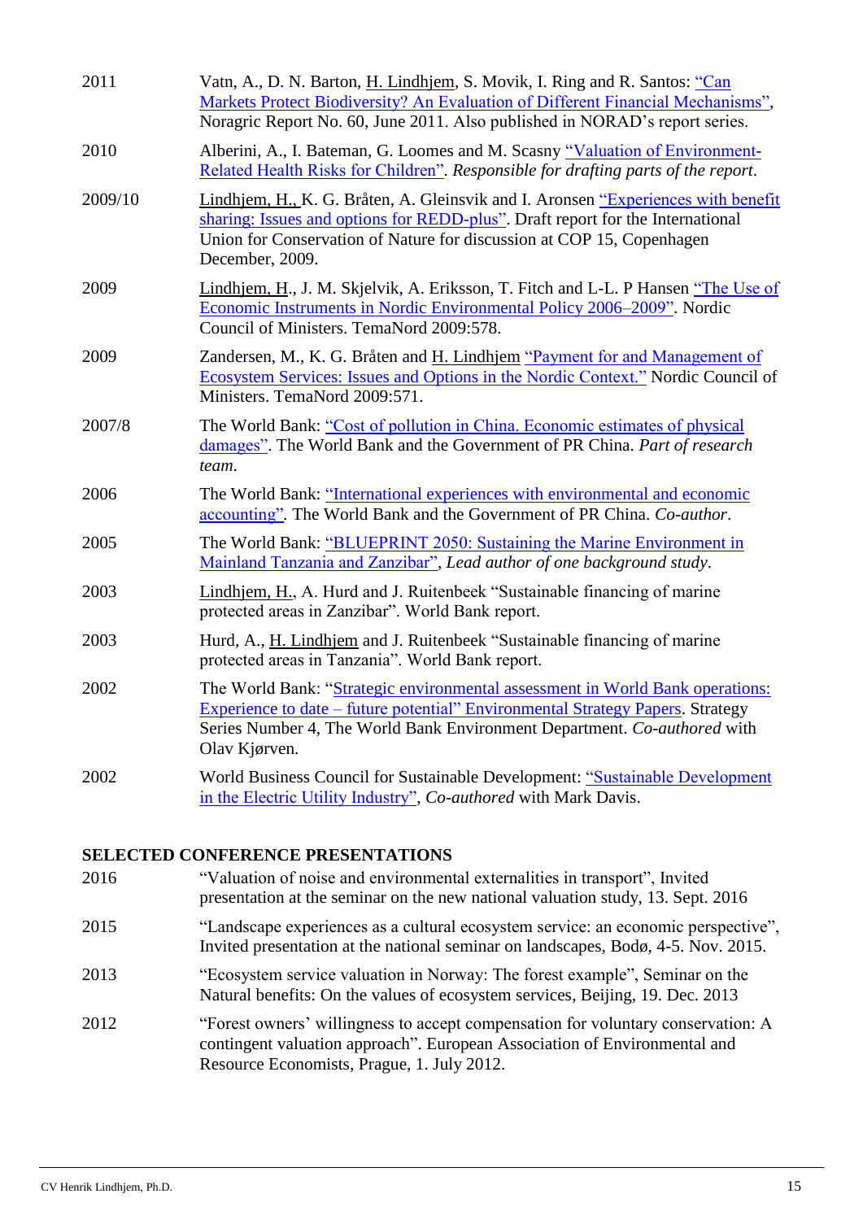| | |
|---|---|
| 2011 | Vatn, A., D. N. Barton, H. Lindhjem, S. Movik, I. Ring and R. Santos: "Can Markets Protect Biodiversity? An Evaluation of Different Financial Mechanisms", Noragric Report No. 60, June 2011. Also published in NORAD's report series. |
| 2010 | Alberini, A., I. Bateman, G. Loomes and M. Scasny "Valuation of Environment-Related Health Risks for Children". *Responsible for drafting parts of the report*. |
| 2009/10 | Lindhjem, H., K. G. Bråten, A. Gleinsvik and I. Aronsen "Experiences with benefit sharing: Issues and options for REDD-plus". Draft report for the International Union for Conservation of Nature for discussion at COP 15, Copenhagen December, 2009. |
| 2009 | Lindhjem, H., J. M. Skjelvik, A. Eriksson, T. Fitch and L-L. P Hansen "The Use of Economic Instruments in Nordic Environmental Policy 2006–2009". Nordic Council of Ministers. TemaNord 2009:578. |
| 2009 | Zandersen, M., K. G. Bråten and H. Lindhjem "Payment for and Management of Ecosystem Services: Issues and Options in the Nordic Context." Nordic Council of Ministers. TemaNord 2009:571. |
| 2007/8 | The World Bank: "Cost of pollution in China. Economic estimates of physical damages". The World Bank and the Government of PR China. *Part of research team*. |
| 2006 | The World Bank: "International experiences with environmental and economic accounting". The World Bank and the Government of PR China. *Co-author*. |
| 2005 | The World Bank: "BLUEPRINT 2050: Sustaining the Marine Environment in Mainland Tanzania and Zanzibar", *Lead author of one background study*. |
| 2003 | Lindhjem, H., A. Hurd and J. Ruitenbeek "Sustainable financing of marine protected areas in Zanzibar". World Bank report. |
| 2003 | Hurd, A., H. Lindhjem and J. Ruitenbeek "Sustainable financing of marine protected areas in Tanzania". World Bank report. |
| 2002 | The World Bank: "Strategic environmental assessment in World Bank operations: Experience to date – future potential" Environmental Strategy Papers. Strategy Series Number 4, The World Bank Environment Department. *Co-authored* with Olav Kjørven. |
| 2002 | World Business Council for Sustainable Development: "Sustainable Development in the Electric Utility Industry", *Co-authored* with Mark Davis. |

## SELECTED CONFERENCE PRESENTATIONS

| | |
|---|---|
| 2016 | "Valuation of noise and environmental externalities in transport", Invited presentation at the seminar on the new national valuation study, 13. Sept. 2016 |
| 2015 | "Landscape experiences as a cultural ecosystem service: an economic perspective", Invited presentation at the national seminar on landscapes, Bodø, 4-5. Nov. 2015. |
| 2013 | "Ecosystem service valuation in Norway: The forest example", Seminar on the Natural benefits: On the values of ecosystem services, Beijing, 19. Dec. 2013 |
| 2012 | "Forest owners' willingness to accept compensation for voluntary conservation: A contingent valuation approach". European Association of Environmental and Resource Economists, Prague, 1. July 2012. |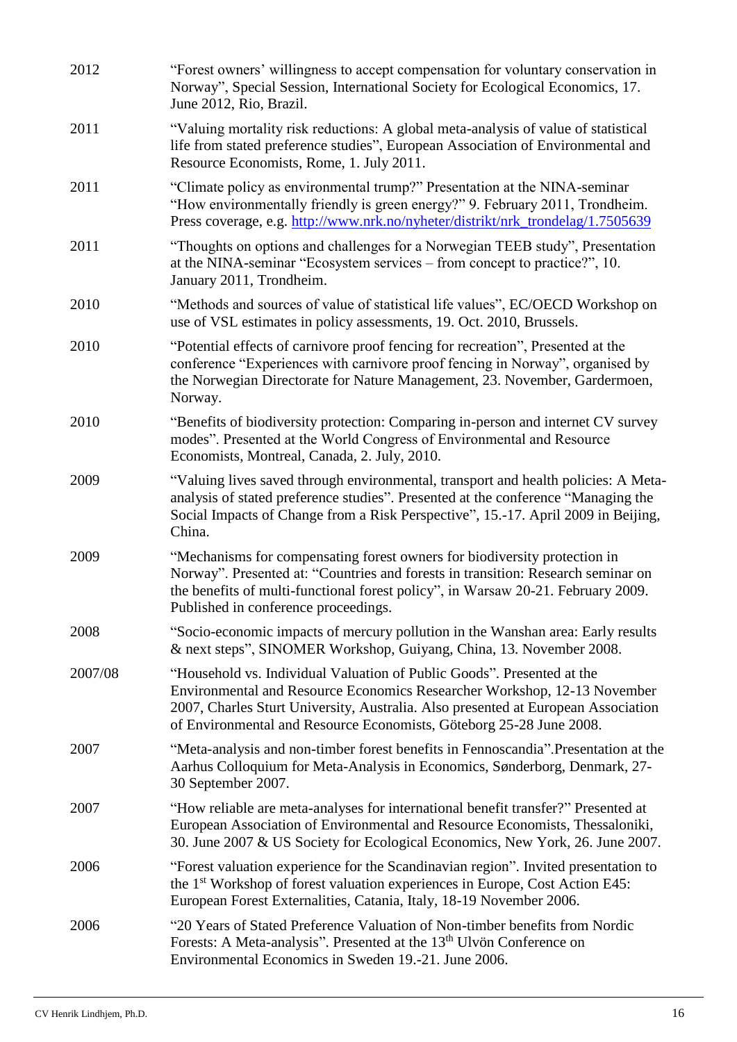| | |
|---|---|
| 2012 | "Forest owners' willingness to accept compensation for voluntary conservation in Norway", Special Session, International Society for Ecological Economics, 17. June 2012, Rio, Brazil. |
| 2011 | "Valuing mortality risk reductions: A global meta-analysis of value of statistical life from stated preference studies", European Association of Environmental and Resource Economists, Rome, 1. July 2011. |
| 2011 | "Climate policy as environmental trump?" Presentation at the NINA-seminar "How environmentally friendly is green energy?" 9. February 2011, Trondheim. Press coverage, e.g. http://www.nrk.no/nyheter/distrikt/nrk_trondelag/1.7505639 |
| 2011 | "Thoughts on options and challenges for a Norwegian TEEB study", Presentation at the NINA-seminar "Ecosystem services – from concept to practice?", 10. January 2011, Trondheim. |
| 2010 | "Methods and sources of value of statistical life values", EC/OECD Workshop on use of VSL estimates in policy assessments, 19. Oct. 2010, Brussels. |
| 2010 | "Potential effects of carnivore proof fencing for recreation", Presented at the conference "Experiences with carnivore proof fencing in Norway", organised by the Norwegian Directorate for Nature Management, 23. November, Gardermoen, Norway. |
| 2010 | "Benefits of biodiversity protection: Comparing in-person and internet CV survey modes". Presented at the World Congress of Environmental and Resource Economists, Montreal, Canada, 2. July, 2010. |
| 2009 | "Valuing lives saved through environmental, transport and health policies: A Meta-analysis of stated preference studies". Presented at the conference "Managing the Social Impacts of Change from a Risk Perspective", 15.-17. April 2009 in Beijing, China. |
| 2009 | "Mechanisms for compensating forest owners for biodiversity protection in Norway". Presented at: "Countries and forests in transition: Research seminar on the benefits of multi-functional forest policy", in Warsaw 20-21. February 2009. Published in conference proceedings. |
| 2008 | "Socio-economic impacts of mercury pollution in the Wanshan area: Early results & next steps", SINOMER Workshop, Guiyang, China, 13. November 2008. |
| 2007/08 | "Household vs. Individual Valuation of Public Goods". Presented at the Environmental and Resource Economics Researcher Workshop, 12-13 November 2007, Charles Sturt University, Australia. Also presented at European Association of Environmental and Resource Economists, Göteborg 25-28 June 2008. |
| 2007 | "Meta-analysis and non-timber forest benefits in Fennoscandia".Presentation at the Aarhus Colloquium for Meta-Analysis in Economics, Sønderborg, Denmark, 27-30 September 2007. |
| 2007 | "How reliable are meta-analyses for international benefit transfer?" Presented at European Association of Environmental and Resource Economists, Thessaloniki, 30. June 2007 & US Society for Ecological Economics, New York, 26. June 2007. |
| 2006 | "Forest valuation experience for the Scandinavian region". Invited presentation to the 1st Workshop of forest valuation experiences in Europe, Cost Action E45: European Forest Externalities, Catania, Italy, 18-19 November 2006. |
| 2006 | "20 Years of Stated Preference Valuation of Non-timber benefits from Nordic Forests: A Meta-analysis". Presented at the 13th Ulvön Conference on Environmental Economics in Sweden 19.-21. June 2006. |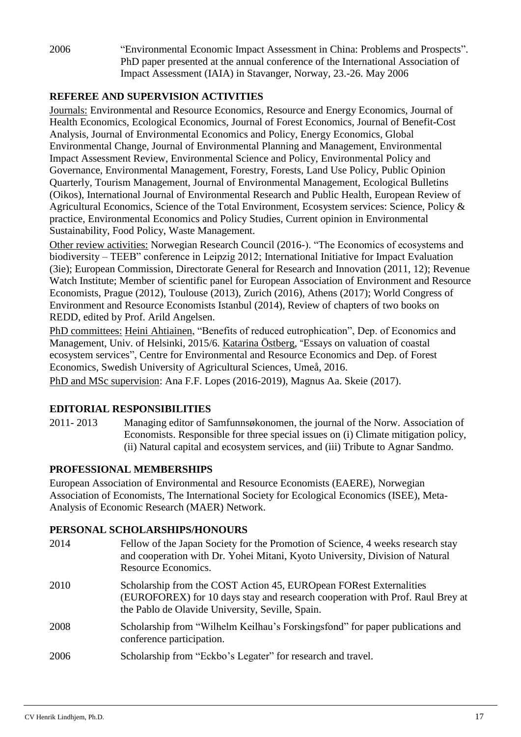2006 "Environmental Economic Impact Assessment in China: Problems and Prospects". PhD paper presented at the annual conference of the International Association of Impact Assessment (IAIA) in Stavanger, Norway, 23.-26. May 2006

## REFEREE AND SUPERVISION ACTIVITIES

Journals: Environmental and Resource Economics, Resource and Energy Economics, Journal of Health Economics, Ecological Economics, Journal of Forest Economics, Journal of Benefit-Cost Analysis, Journal of Environmental Economics and Policy, Energy Economics, Global Environmental Change, Journal of Environmental Planning and Management, Environmental Impact Assessment Review, Environmental Science and Policy, Environmental Policy and Governance, Environmental Management, Forestry, Forests, Land Use Policy, Public Opinion Quarterly, Tourism Management, Journal of Environmental Management, Ecological Bulletins (Oikos), International Journal of Environmental Research and Public Health, European Review of Agricultural Economics, Science of the Total Environment, Ecosystem services: Science, Policy & practice, Environmental Economics and Policy Studies, Current opinion in Environmental Sustainability, Food Policy, Waste Management.

Other review activities: Norwegian Research Council (2016-). "The Economics of ecosystems and biodiversity – TEEB" conference in Leipzig 2012; International Initiative for Impact Evaluation (3ie); European Commission, Directorate General for Research and Innovation (2011, 12); Revenue Watch Institute; Member of scientific panel for European Association of Environment and Resource Economists, Prague (2012), Toulouse (2013), Zurich (2016), Athens (2017); World Congress of Environment and Resource Economists Istanbul (2014), Review of chapters of two books on REDD, edited by Prof. Arild Angelsen.

PhD committees: Heini Ahtiainen, "Benefits of reduced eutrophication", Dep. of Economics and Management, Univ. of Helsinki, 2015/6. Katarina Östberg, "Essays on valuation of coastal ecosystem services", Centre for Environmental and Resource Economics and Dep. of Forest Economics, Swedish University of Agricultural Sciences, Umeå, 2016.

PhD and MSc supervision: Ana F.F. Lopes (2016-2019), Magnus Aa. Skeie (2017).

## EDITORIAL RESPONSIBILITIES

2011- 2013 Managing editor of Samfunnsøkonomen, the journal of the Norw. Association of Economists. Responsible for three special issues on (i) Climate mitigation policy, (ii) Natural capital and ecosystem services, and (iii) Tribute to Agnar Sandmo.

## PROFESSIONAL MEMBERSHIPS

European Association of Environmental and Resource Economists (EAERE), Norwegian Association of Economists, The International Society for Ecological Economics (ISEE), Meta-Analysis of Economic Research (MAER) Network.

## PERSONAL SCHOLARSHIPS/HONOURS

2014 Fellow of the Japan Society for the Promotion of Science, 4 weeks research stay and cooperation with Dr. Yohei Mitani, Kyoto University, Division of Natural Resource Economics.

2010 Scholarship from the COST Action 45, EUROpean FORest Externalities (EUROFOREX) for 10 days stay and research cooperation with Prof. Raul Brey at the Pablo de Olavide University, Seville, Spain.

2008 Scholarship from "Wilhelm Keilhau's Forskingsfond" for paper publications and conference participation.

2006 Scholarship from "Eckbo's Legater" for research and travel.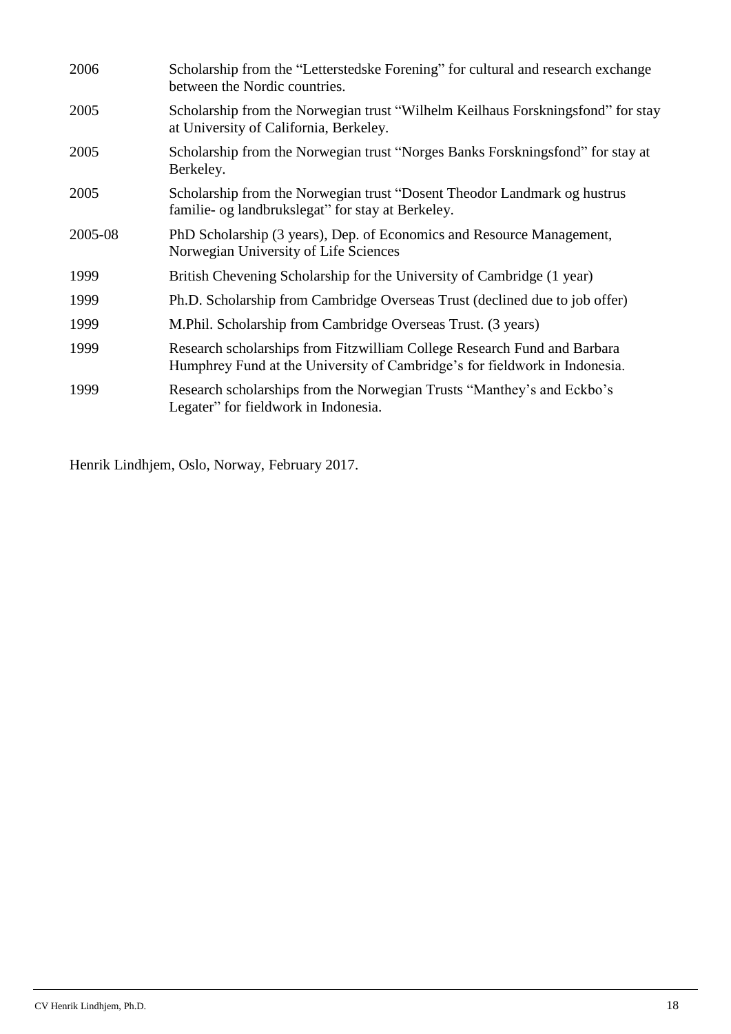| | |
|---|---|
| 2006 | Scholarship from the "Letterstedske Forening" for cultural and research exchange between the Nordic countries. |
| 2005 | Scholarship from the Norwegian trust "Wilhelm Keilhaus Forskningsfond" for stay at University of California, Berkeley. |
| 2005 | Scholarship from the Norwegian trust "Norges Banks Forskningsfond" for stay at Berkeley. |
| 2005 | Scholarship from the Norwegian trust "Dosent Theodor Landmark og hustrus familie- og landbrukslegat" for stay at Berkeley. |
| 2005-08 | PhD Scholarship (3 years), Dep. of Economics and Resource Management, Norwegian University of Life Sciences |
| 1999 | British Chevening Scholarship for the University of Cambridge (1 year) |
| 1999 | Ph.D. Scholarship from Cambridge Overseas Trust (declined due to job offer) |
| 1999 | M.Phil. Scholarship from Cambridge Overseas Trust. (3 years) |
| 1999 | Research scholarships from Fitzwilliam College Research Fund and Barbara Humphrey Fund at the University of Cambridge's for fieldwork in Indonesia. |
| 1999 | Research scholarships from the Norwegian Trusts "Manthey's and Eckbo's Legater" for fieldwork in Indonesia. |

Henrik Lindhjem, Oslo, Norway, February 2017.